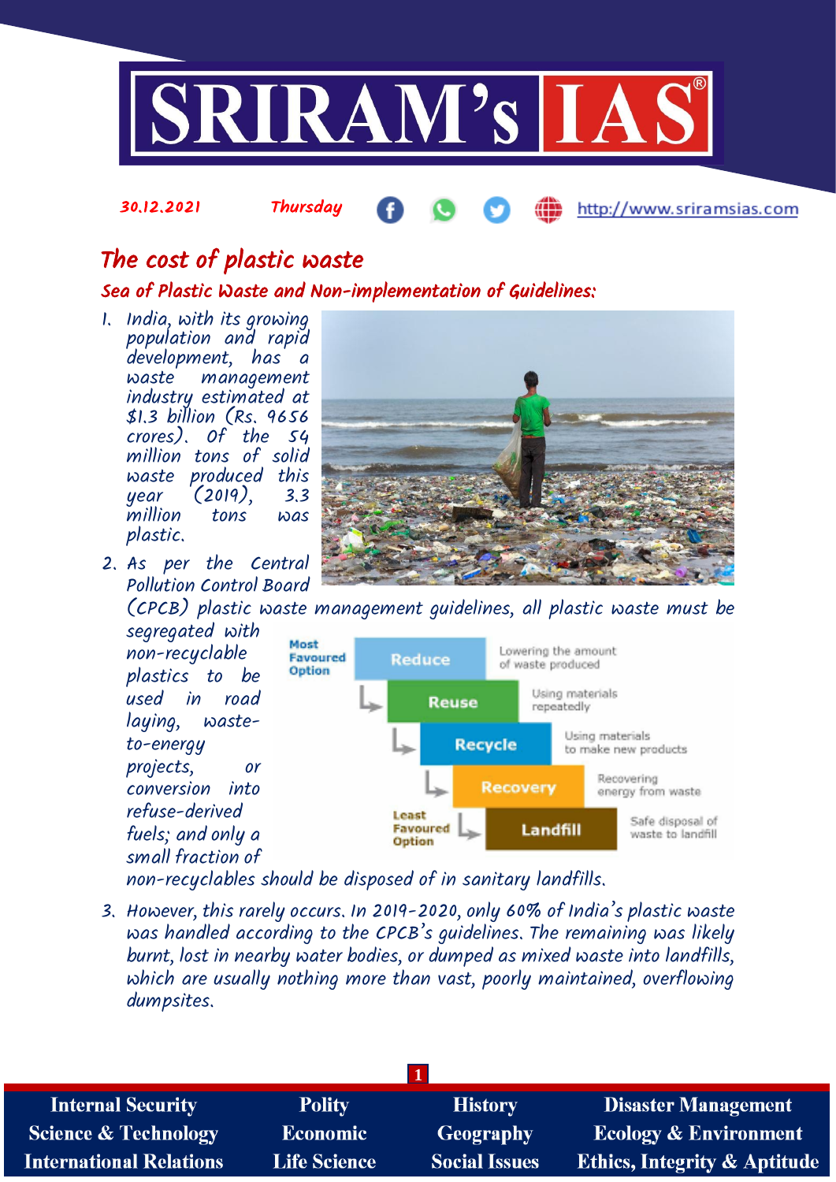# The cost of plastic waste

## Sea of Plastic Waste and Non-implementation of Guidelines:

1. India, with its growing population and rapid development, has a waste management industry estimated at $1.3 billion (Rs. 9656 crores). Of the 54 million tons of solid waste produced this year (2019), 3.3 million tons was plastic.
2. As per the Central Pollution Control Board (CPCB) plastic waste management guidelines, all plastic waste must be segregated with non-recyclable plastics to be used in road laying, waste-to-energy projects, or conversion into refuse-derived fuels; and only a small fraction of non-recyclables should be disposed of in sanitary landfills.

Most Favoured Option

Reduce — Lowering the amount of waste produced

Reuse — Using materials repeatedly

Recycle — Using materials to make new products

Recovery — Recovering energy from waste

Landfill — Safe disposal of waste to landfill

Least Favoured Option

3. However, this rarely occurs. In 2019-2020, only 60% of India's plastic waste was handled according to the CPCB's guidelines. The remaining was likely burnt, lost in nearby water bodies, or dumped as mixed waste into landfills, which are usually nothing more than vast, poorly maintained, overflowing dumpsites.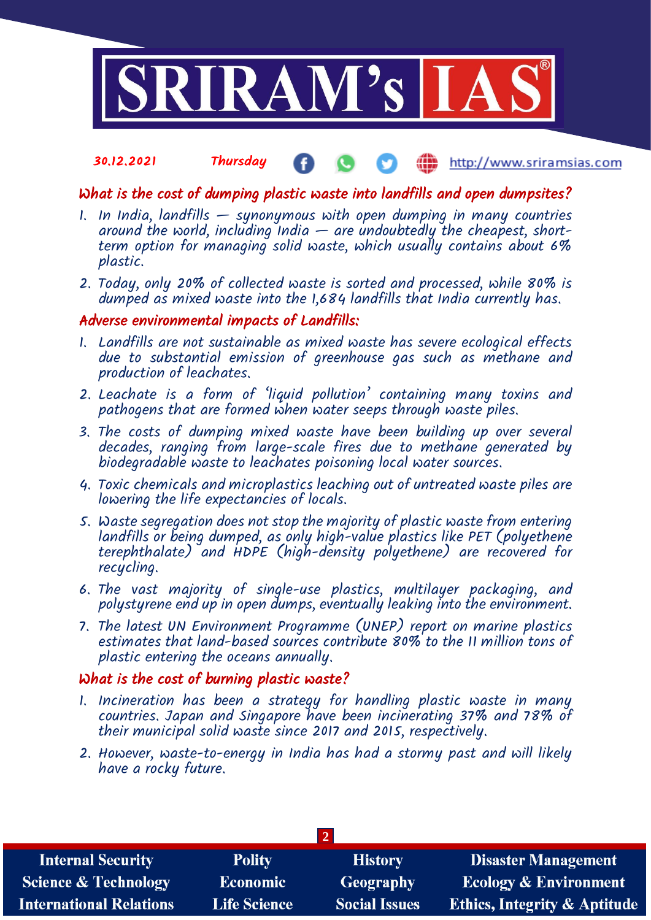## What is the cost of dumping plastic waste into landfills and open dumpsites?

1. In India, landfills — synonymous with open dumping in many countries around the world, including India — are undoubtedly the cheapest, short-term option for managing solid waste, which usually contains about 6% plastic.
2. Today, only 20% of collected waste is sorted and processed, while 80% is dumped as mixed waste into the 1,684 landfills that India currently has.

## Adverse environmental impacts of Landfills:

1. Landfills are not sustainable as mixed waste has severe ecological effects due to substantial emission of greenhouse gas such as methane and production of leachates.
2. Leachate is a form of 'liquid pollution' containing many toxins and pathogens that are formed when water seeps through waste piles.
3. The costs of dumping mixed waste have been building up over several decades, ranging from large-scale fires due to methane generated by biodegradable waste to leachates poisoning local water sources.
4. Toxic chemicals and microplastics leaching out of untreated waste piles are lowering the life expectancies of locals.
5. Waste segregation does not stop the majority of plastic waste from entering landfills or being dumped, as only high-value plastics like PET (polyethene terephthalate) and HDPE (high-density polyethene) are recovered for recycling.
6. The vast majority of single-use plastics, multilayer packaging, and polystyrene end up in open dumps, eventually leaking into the environment.
7. The latest UN Environment Programme (UNEP) report on marine plastics estimates that land-based sources contribute 80% to the 11 million tons of plastic entering the oceans annually.

## What is the cost of burning plastic waste?

1. Incineration has been a strategy for handling plastic waste in many countries. Japan and Singapore have been incinerating 37% and 78% of their municipal solid waste since 2017 and 2015, respectively.
2. However, waste-to-energy in India has had a stormy past and will likely have a rocky future.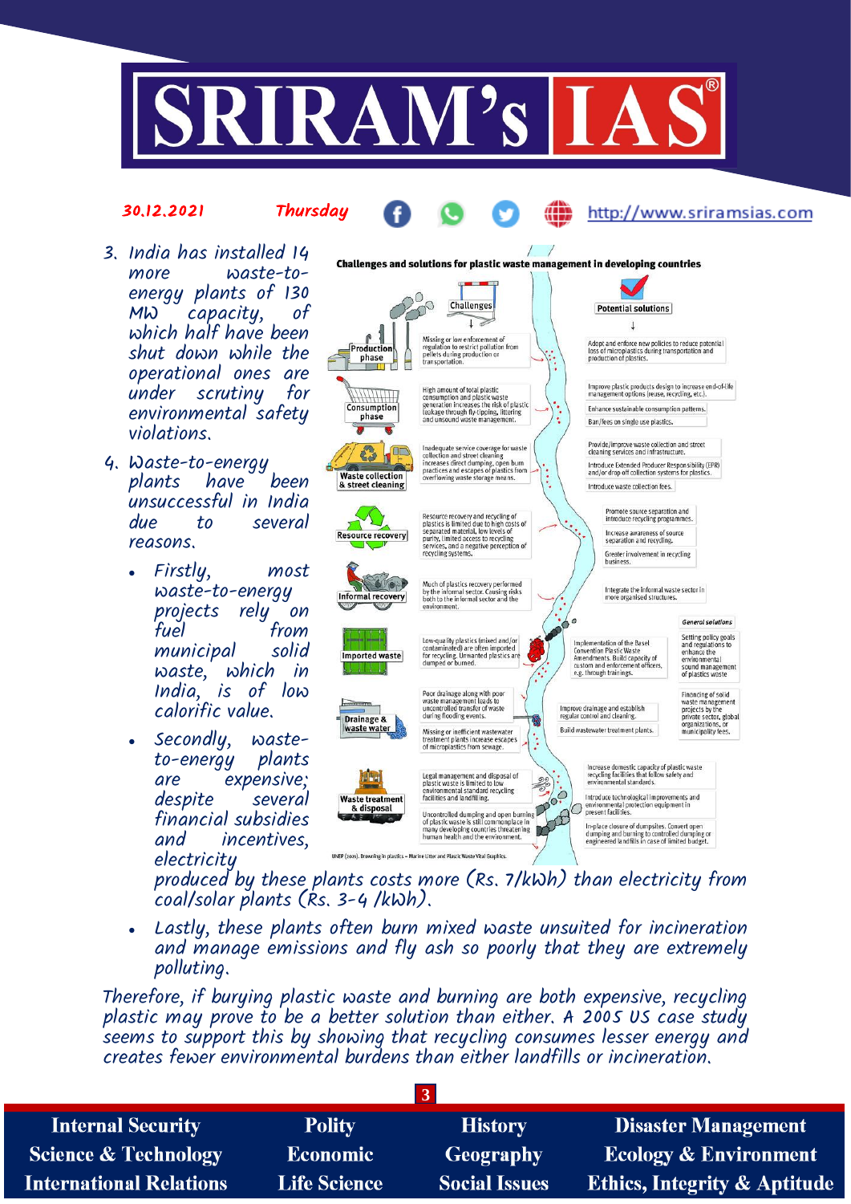3. India has installed 14 more waste-to-energy plants of 130 MW capacity, of which half have been shut down while the operational ones are under scrutiny for environmental safety violations.

4. Waste-to-energy plants have been unsuccessful in India due to several reasons.

   - Firstly, most waste-to-energy projects rely on fuel from municipal solid waste, which in India, is of low calorific value.
   - Secondly, waste-to-energy plants are expensive; despite several financial subsidies and incentives, electricity produced by these plants costs more (Rs. 7/kWh) than electricity from coal/solar plants (Rs. 3-4 /kWh).
   - Lastly, these plants often burn mixed waste unsuited for incineration and manage emissions and fly ash so poorly that they are extremely polluting.

**Challenges and solutions for plastic waste management in developing countries**

Challenges

Potential solutions

Production phase

Missing or low enforcement of regulation to restrict pollution from pellets during production or transportation.

Adopt and enforce new policies to reduce potential loss of microplastics during transportation and production of plastics.

Consumption phase

High amount of total plastic consumption and plastic waste generation increases the risk of plastic leakage through fly-tipping, littering and unsound waste management.

Improve plastic products design to increase end-of-life management options (reuse, recycling, etc.).

Enhance sustainable consumption patterns.

Ban/fees on single use plastics.

Waste collection & street cleaning

Inadequate service coverage for waste collection and street cleaning increases direct dumping, open burn practices and escapes of plastics from overflowing waste storage means.

Provide/improve waste collection and street cleaning services and infrastructure.

Introduce Extended Producer Responsibility (EPR) and/or drop off collection systems for plastics.

Introduce waste collection fees.

Resource recovery

Resource recovery and recycling of plastics is limited due to high costs of separated material, low levels of purity, limited access to recycling services, and a negative perception of recycling systems.

Promote source separation and introduce recycling programmes.

Increase awareness of source separation and recycling.

Greater involvement in recycling business.

Informal recovery

Much of plastics recovery performed by the informal sector. Causing risks both to the informal sector and the environment.

Integrate the informal waste sector in more organised structures.

General solutions

Setting policy goals and regulations to enhance the environmental sound management of plastics waste

Imported waste

Low-quality plastics (mixed and/or contaminated) are often imported for recycling. Unwanted plastics are dumped or burned.

Implementation of the Basel Convention Plastic Waste Amendments. Build capacity of custom and enforcement officers, e.g. through trainings.

Financing of solid waste management projects by the private sector, global organizations, or municipality fees.

Drainage & waste water

Poor drainage along with poor waste management leads to uncontrolled transfer of waste during flooding events.

Improve drainage and establish regular control and cleaning.

Missing or inefficient wastewater treatment plants increase escapes of microplastics from sewage.

Build wastewater treatment plants.

Waste treatment & disposal

Legal management and disposal of plastic waste is limited to low environmental standard recycling facilities and landfilling.

Increase domestic capacity of plastic waste recycling facilities that follow safety and environmental standards.

Uncontrolled dumping and open burning of plastic waste is still commonplace in many developing countries threatening human health and the environment.

Introduce technological improvements and environmental protection equipment in present facilities.

In-place closure of dumpsites. Convert open dumping and burning to controlled dumping or engineered landfills in case of limited budget.

UNEP (2021). Drowning in plastics – Marine Litter and Plastic Waste Vital Graphics.

Therefore, if burying plastic waste and burning are both expensive, recycling plastic may prove to be a better solution than either. A 2005 US case study seems to support this by showing that recycling consumes lesser energy and creates fewer environmental burdens than either landfills or incineration.